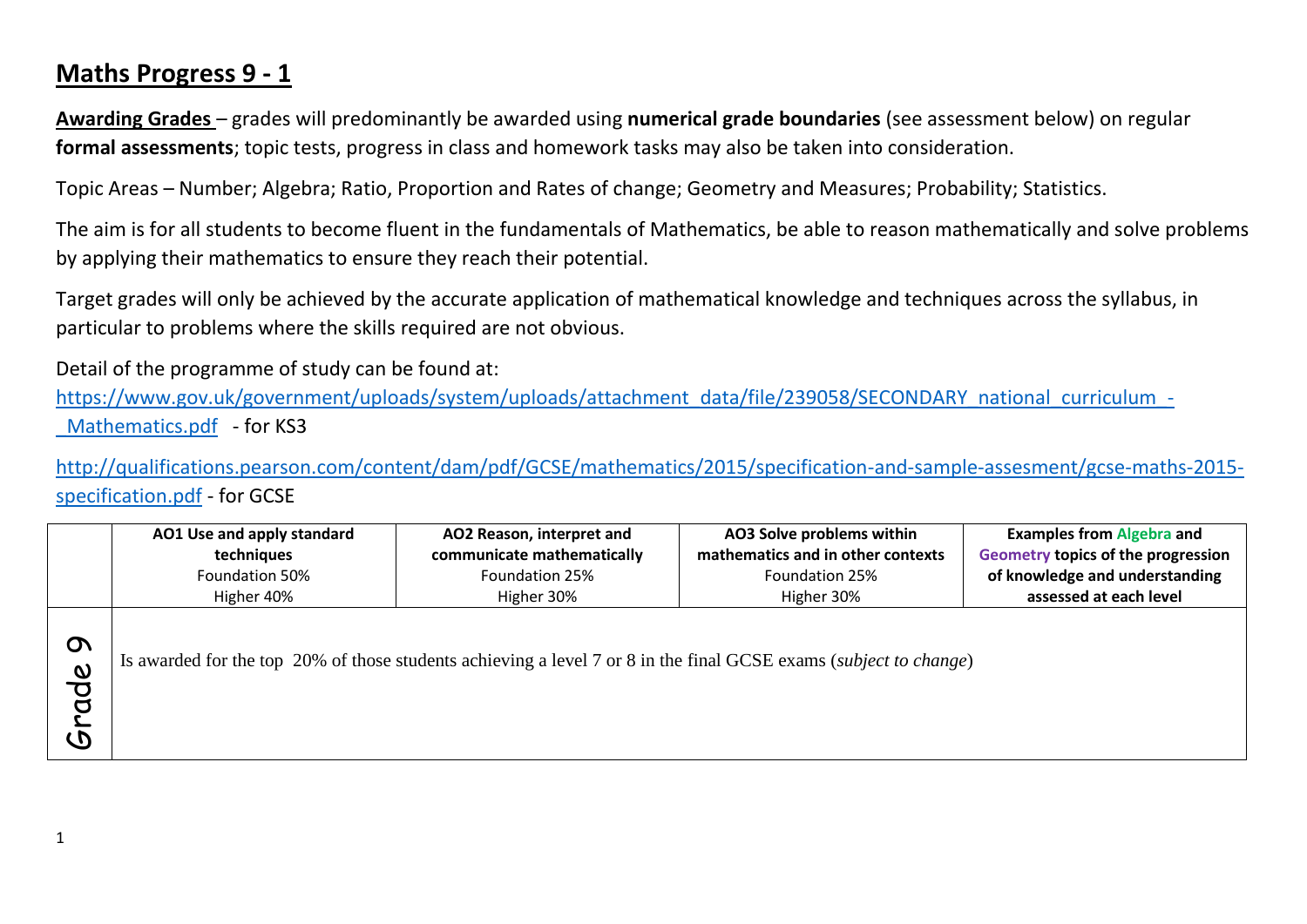# Maths Progress 9 - 1

**Awarding Grades** – grades will predominantly be awarded using **numerical grade boundaries** (see assessment below) on regular **formal assessments**; topic tests, progress in class and homework tasks may also be taken into consideration.

Topic Areas – Number; Algebra; Ratio, Proportion and Rates of change; Geometry and Measures; Probability; Statistics.

The aim is for all students to become fluent in the fundamentals of Mathematics, be able to reason mathematically and solve problems by applying their mathematics to ensure they reach their potential.

Target grades will only be achieved by the accurate application of mathematical knowledge and techniques across the syllabus, in particular to problems where the skills required are not obvious.

Detail of the programme of study can be found at:
[https://www.gov.uk/government/uploads/system/uploads/attachment_data/file/239058/SECONDARY_national_curriculum_-_Mathematics.pdf](https://www.gov.uk/government/uploads/system/uploads/attachment_data/file/239058/SECONDARY_national_curriculum_-_Mathematics.pdf) - for KS3

[http://qualifications.pearson.com/content/dam/pdf/GCSE/mathematics/2015/specification-and-sample-assesment/gcse-maths-2015-specification.pdf](http://qualifications.pearson.com/content/dam/pdf/GCSE/mathematics/2015/specification-and-sample-assesment/gcse-maths-2015-specification.pdf) - for GCSE

| | **AO1 Use and apply standard techniques**<br>Foundation 50%<br>Higher 40% | **AO2 Reason, interpret and communicate mathematically**<br>Foundation 25%<br>Higher 30% | **AO3 Solve problems within mathematics and in other contexts**<br>Foundation 25%<br>Higher 30% | **Examples from Algebra and Geometry topics of the progression of knowledge and understanding assessed at each level** |
|---|---|---|---|---|
| Grade 9 | Is awarded for the top 20% of those students achieving a level 7 or 8 in the final GCSE exams (*subject to change*) | | | |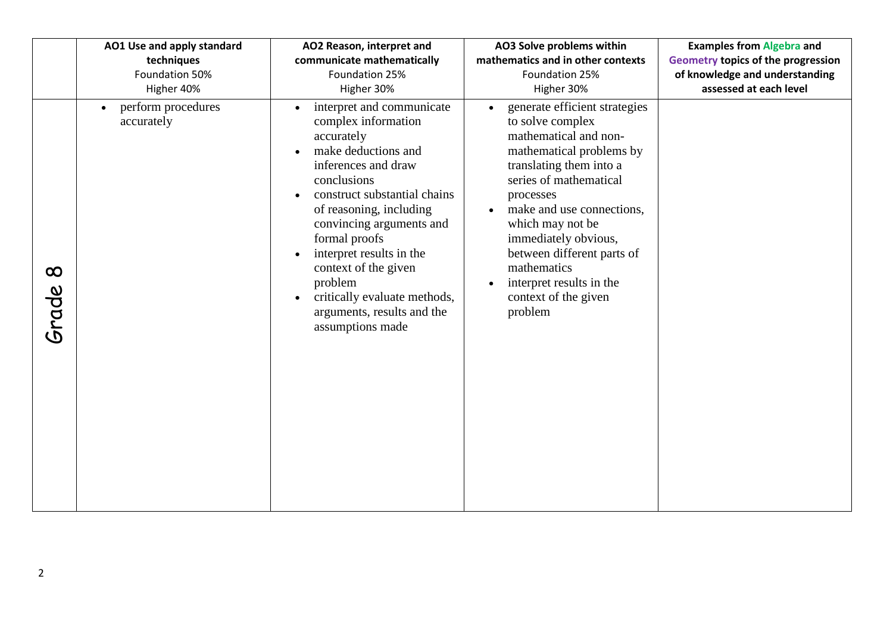| | AO1 Use and apply standard techniques<br>Foundation 50%<br>Higher 40% | AO2 Reason, interpret and communicate mathematically<br>Foundation 25%<br>Higher 30% | AO3 Solve problems within mathematics and in other contexts<br>Foundation 25%<br>Higher 30% | Examples from Algebra and Geometry topics of the progression of knowledge and understanding assessed at each level |
|---|---|---|---|---|
| Grade 8 | • perform procedures accurately | • interpret and communicate complex information accurately<br>• make deductions and inferences and draw conclusions<br>• construct substantial chains of reasoning, including convincing arguments and formal proofs<br>• interpret results in the context of the given problem<br>• critically evaluate methods, arguments, results and the assumptions made | • generate efficient strategies to solve complex mathematical and non-mathematical problems by translating them into a series of mathematical processes<br>• make and use connections, which may not be immediately obvious, between different parts of mathematics<br>• interpret results in the context of the given problem | |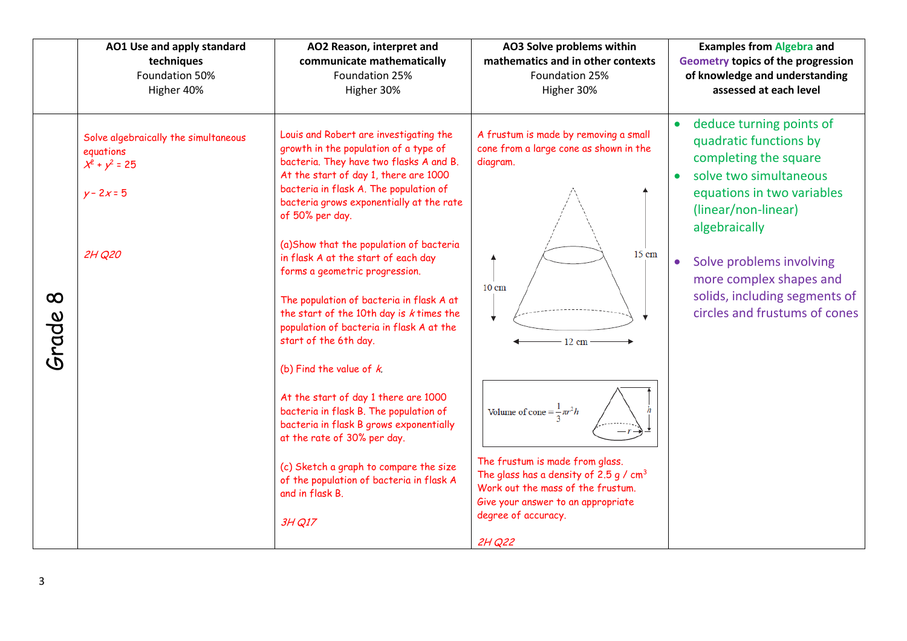| | AO1 Use and apply standard techniques<br>Foundation 50%<br>Higher 40% | AO2 Reason, interpret and communicate mathematically<br>Foundation 25%<br>Higher 30% | AO3 Solve problems within mathematics and in other contexts<br>Foundation 25%<br>Higher 30% | Examples from Algebra and Geometry topics of the progression of knowledge and understanding assessed at each level |
|---|---|---|---|---|
| Grade 8 | Solve algebraically the simultaneous equations<br>$x^2 + y^2 = 25$<br><br>$y - 2x = 5$<br><br>*2H Q20* | Louis and Robert are investigating the growth in the population of a type of bacteria. They have two flasks A and B. At the start of day 1, there are 1000 bacteria in flask A. The population of bacteria grows exponentially at the rate of 50% per day.<br><br>(a)Show that the population of bacteria in flask A at the start of each day forms a geometric progression.<br><br>The population of bacteria in flask A at the start of the 10th day is $k$ times the population of bacteria in flask A at the start of the 6th day.<br><br>(b) Find the value of $k$.<br><br>At the start of day 1 there are 1000 bacteria in flask B. The population of bacteria in flask B grows exponentially at the rate of 30% per day.<br><br>(c) Sketch a graph to compare the size of the population of bacteria in flask A and in flask B.<br><br>*3H Q17* | A frustum is made by removing a small cone from a large cone as shown in the diagram.<br><br>15 cm<br>10 cm<br>12 cm<br><br>Volume of cone $= \frac{1}{3}\pi r^2 h$<br><br>The frustum is made from glass.<br>The glass has a density of 2.5 g / cm$^3$<br>Work out the mass of the frustum.<br>Give your answer to an appropriate degree of accuracy.<br><br>*2H Q22* | • deduce turning points of quadratic functions by completing the square<br>• solve two simultaneous equations in two variables (linear/non-linear) algebraically<br><br>• Solve problems involving more complex shapes and solids, including segments of circles and frustums of cones |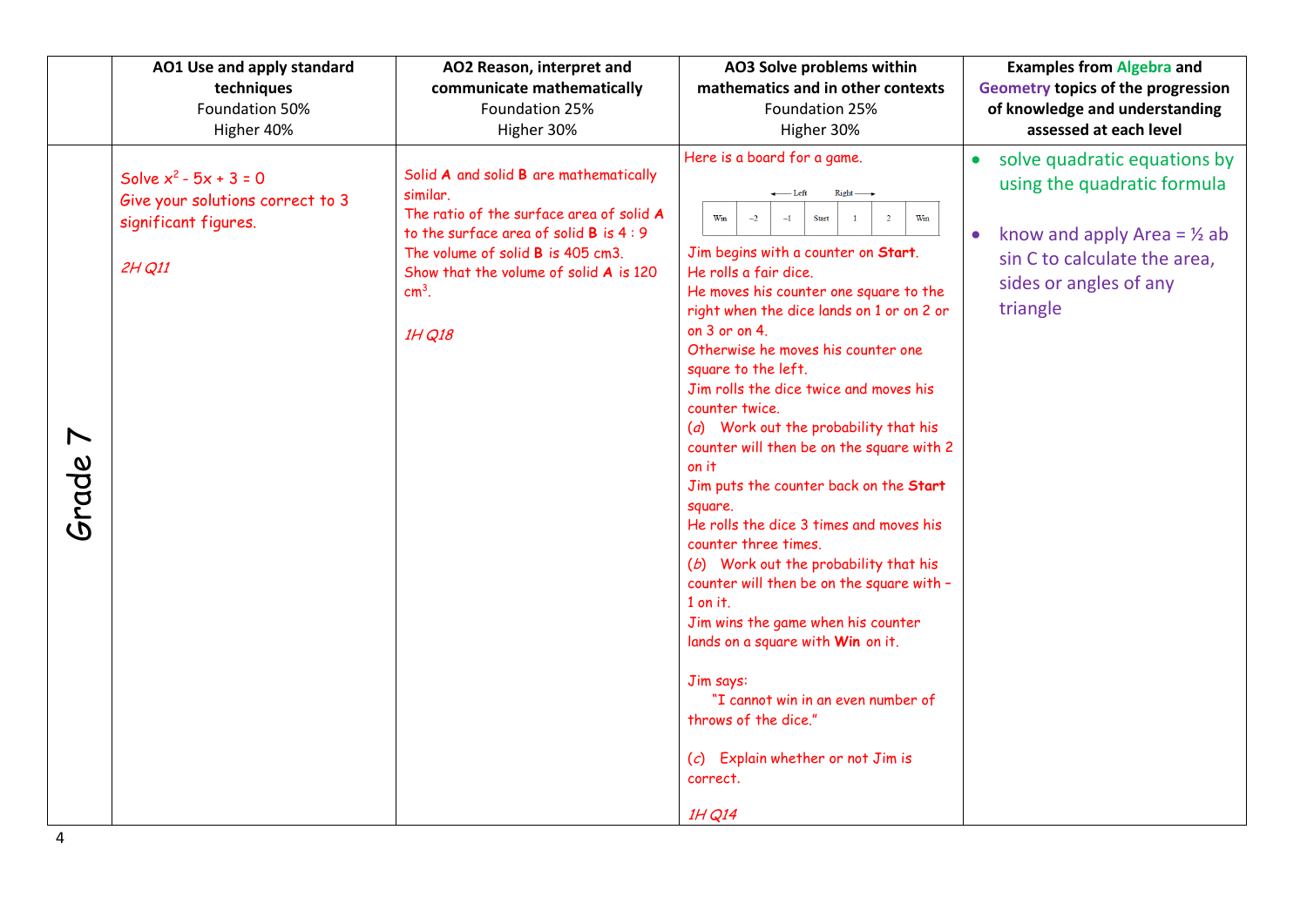| | AO1 Use and apply standard techniques<br>Foundation 50%<br>Higher 40% | AO2 Reason, interpret and communicate mathematically<br>Foundation 25%<br>Higher 30% | AO3 Solve problems within mathematics and in other contexts<br>Foundation 25%<br>Higher 30% | Examples from Algebra and Geometry topics of the progression of knowledge and understanding assessed at each level |
|---|---|---|---|---|
| Grade 7 | Solve $x^2 - 5x + 3 = 0$<br>Give your solutions correct to 3 significant figures.<br><br>*2H Q11* | Solid **A** and solid **B** are mathematically similar.<br>The ratio of the surface area of solid **A** to the surface area of solid **B** is 4 : 9<br>The volume of solid **B** is 405 cm3.<br>Show that the volume of solid **A** is 120 $cm^3$.<br><br>*1H Q18* | Here is a board for a game.<br>← Left Right →<br>Win \| –2 \| –1 \| Start \| 1 \| 2 \| Win<br>Jim begins with a counter on **Start**.<br>He rolls a fair dice.<br>He moves his counter one square to the right when the dice lands on 1 or on 2 or on 3 or on 4.<br>Otherwise he moves his counter one square to the left.<br>Jim rolls the dice twice and moves his counter twice.<br>(*a*) Work out the probability that his counter will then be on the square with 2 on it<br>Jim puts the counter back on the **Start** square.<br>He rolls the dice 3 times and moves his counter three times.<br>(*b*) Work out the probability that his counter will then be on the square with –1 on it.<br>Jim wins the game when his counter lands on a square with **Win** on it.<br><br>Jim says:<br>"I cannot win in an even number of throws of the dice."<br><br>(*c*) Explain whether or not Jim is correct.<br><br>*1H Q14* | • solve quadratic equations by using the quadratic formula<br><br>• know and apply Area = ½ ab sin C to calculate the area, sides or angles of any triangle |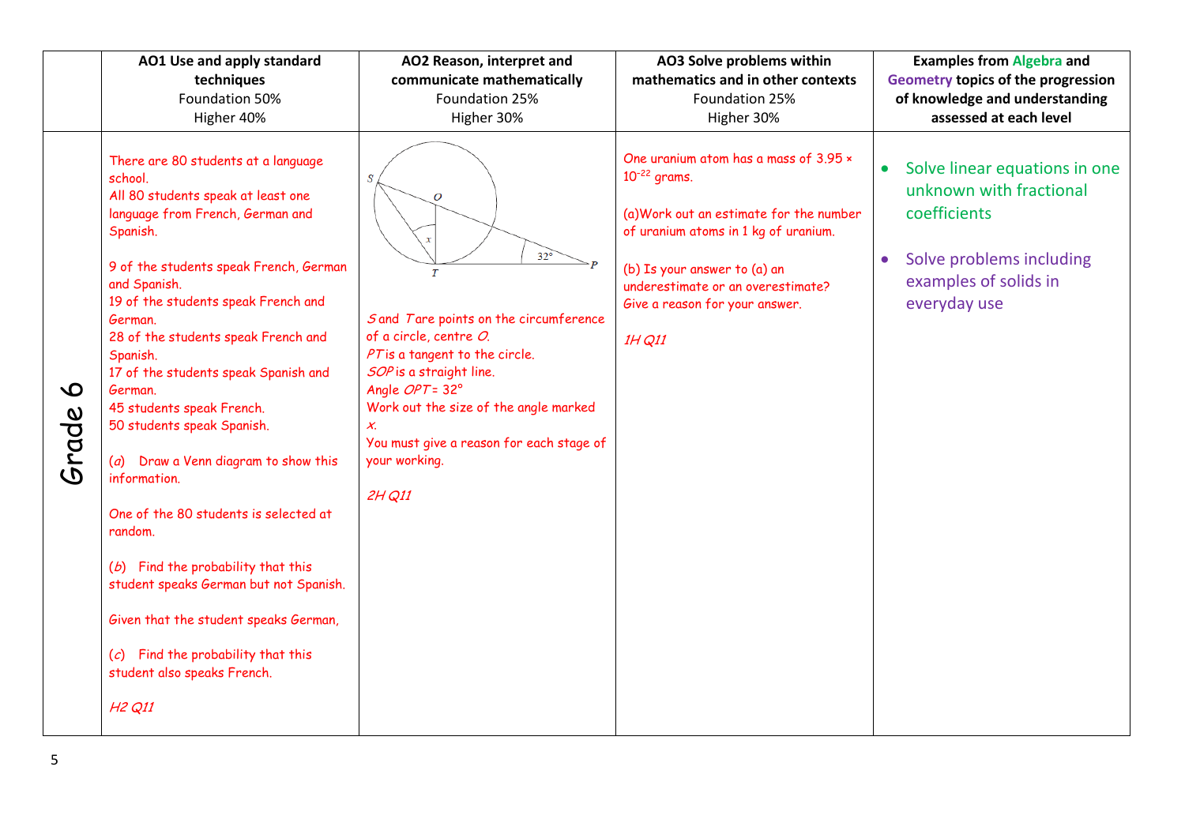| | AO1 Use and apply standard techniques<br>Foundation 50%<br>Higher 40% | AO2 Reason, interpret and communicate mathematically<br>Foundation 25%<br>Higher 30% | AO3 Solve problems within mathematics and in other contexts<br>Foundation 25%<br>Higher 30% | Examples from Algebra and Geometry topics of the progression of knowledge and understanding assessed at each level |
|---|---|---|---|---|
| Grade 6 | There are 80 students at a language school.<br>All 80 students speak at least one language from French, German and Spanish.<br><br>9 of the students speak French, German and Spanish.<br>19 of the students speak French and German.<br>28 of the students speak French and Spanish.<br>17 of the students speak Spanish and German.<br>45 students speak French.<br>50 students speak Spanish.<br><br>(*a*) Draw a Venn diagram to show this information.<br><br>One of the 80 students is selected at random.<br><br>(*b*) Find the probability that this student speaks German but not Spanish.<br><br>Given that the student speaks German,<br><br>(*c*) Find the probability that this student also speaks French.<br><br>*H2 Q11* | *S* and *T* are points on the circumference of a circle, centre *O*.<br>*PT* is a tangent to the circle.<br>*SOP* is a straight line.<br>Angle *OPT* = 32°<br>Work out the size of the angle marked *x*.<br>You must give a reason for each stage of your working.<br><br>*2H Q11* | One uranium atom has a mass of $3.95 \times 10^{-22}$ grams.<br><br>(a)Work out an estimate for the number of uranium atoms in 1 kg of uranium.<br><br>(b) Is your answer to (a) an underestimate or an overestimate?<br>Give a reason for your answer.<br><br>*1H Q11* | • Solve linear equations in one unknown with fractional coefficients<br><br>• Solve problems including examples of solids in everyday use |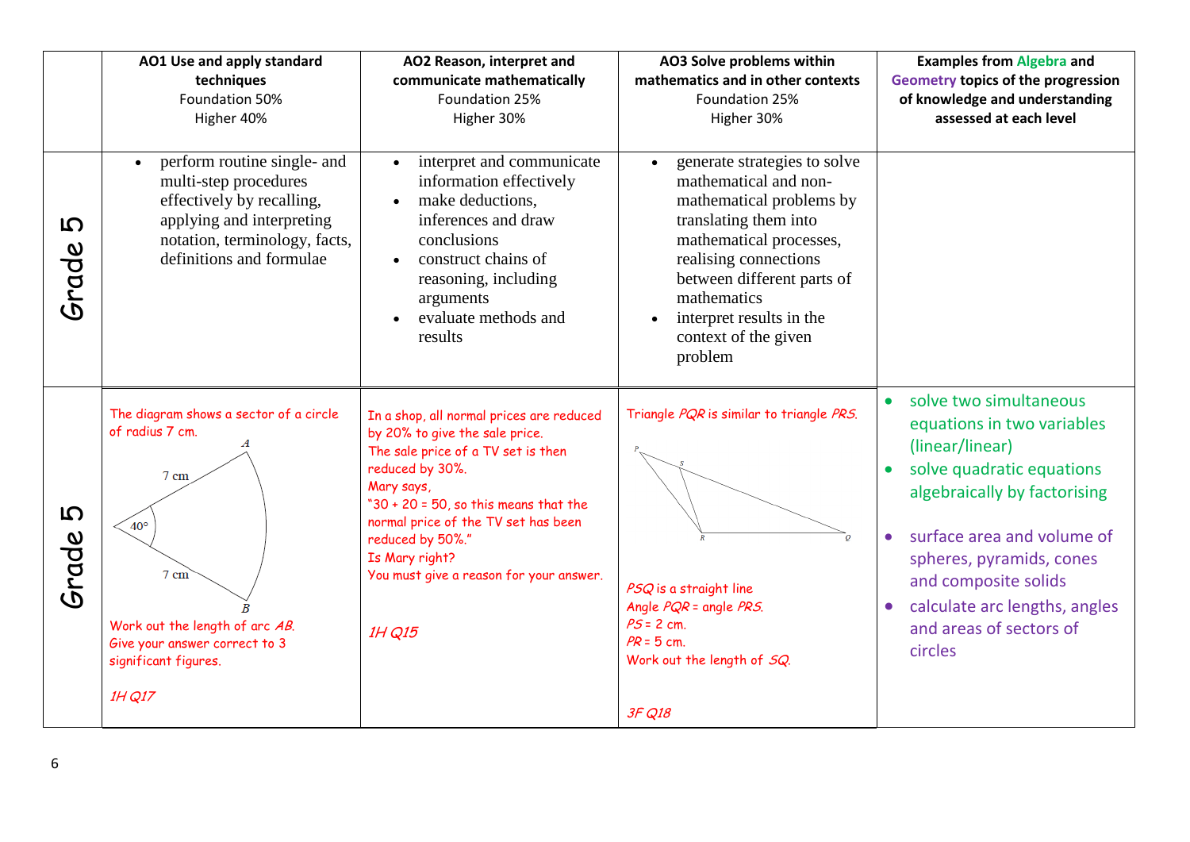|  | AO1 Use and apply standard techniques<br>Foundation 50%<br>Higher 40% | AO2 Reason, interpret and communicate mathematically<br>Foundation 25%<br>Higher 30% | AO3 Solve problems within mathematics and in other contexts<br>Foundation 25%<br>Higher 30% | Examples from Algebra and Geometry topics of the progression of knowledge and understanding assessed at each level |
|---|---|---|---|---|
| Grade 5 | • perform routine single- and multi-step procedures effectively by recalling, applying and interpreting notation, terminology, facts, definitions and formulae | • interpret and communicate information effectively<br>• make deductions, inferences and draw conclusions<br>• construct chains of reasoning, including arguments<br>• evaluate methods and results | • generate strategies to solve mathematical and non-mathematical problems by translating them into mathematical processes, realising connections between different parts of mathematics<br>• interpret results in the context of the given problem |  |
| Grade 5 | The diagram shows a sector of a circle of radius 7 cm.<br>A<br>7 cm<br>40°<br>7 cm<br>B<br>Work out the length of arc *AB*.<br>Give your answer correct to 3 significant figures.<br>*1H Q17* | In a shop, all normal prices are reduced by 20% to give the sale price.<br>The sale price of a TV set is then reduced by 30%.<br>Mary says,<br>"30 + 20 = 50, so this means that the normal price of the TV set has been reduced by 50%."<br>Is Mary right?<br>You must give a reason for your answer.<br>*1H Q15* | Triangle *PQR* is similar to triangle *PRS*.<br>P S R Q<br>*PSQ* is a straight line<br>Angle *PQR* = angle *PRS*.<br>*PS* = 2 cm.<br>*PR* = 5 cm.<br>Work out the length of *SQ*.<br>*3F Q18* | • solve two simultaneous equations in two variables (linear/linear)<br>• solve quadratic equations algebraically by factorising<br>• surface area and volume of spheres, pyramids, cones and composite solids<br>• calculate arc lengths, angles and areas of sectors of circles |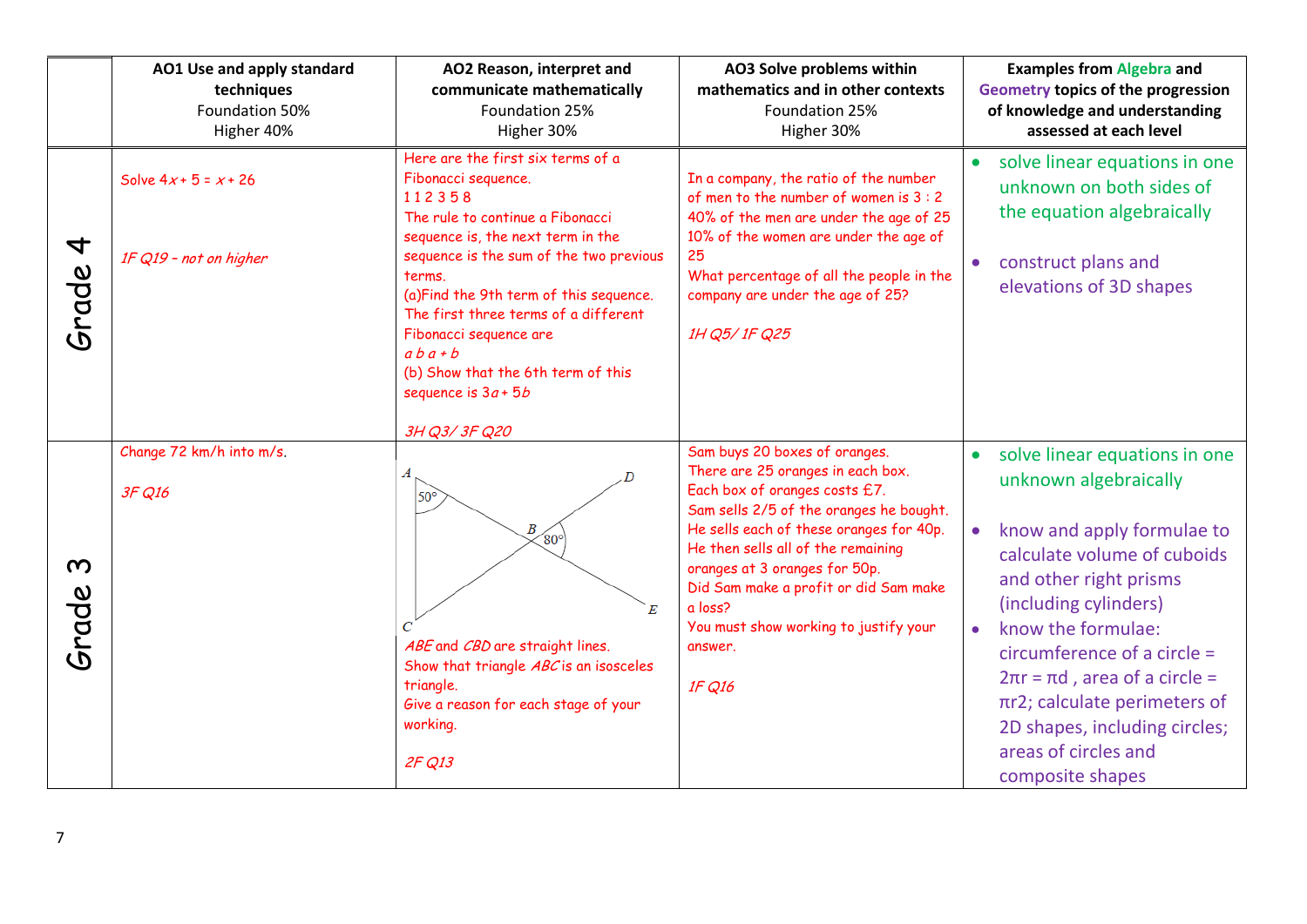| | AO1 Use and apply standard techniques<br>Foundation 50%<br>Higher 40% | AO2 Reason, interpret and communicate mathematically<br>Foundation 25%<br>Higher 30% | AO3 Solve problems within mathematics and in other contexts<br>Foundation 25%<br>Higher 30% | Examples from Algebra and Geometry topics of the progression of knowledge and understanding assessed at each level |
|---|---|---|---|---|
| Grade 4 | Solve $4x + 5 = x + 26$<br><br>*1F Q19 – not on higher* | Here are the first six terms of a Fibonacci sequence.<br>1 1 2 3 5 8<br>The rule to continue a Fibonacci sequence is, the next term in the sequence is the sum of the two previous terms.<br>(a)Find the 9th term of this sequence.<br>The first three terms of a different Fibonacci sequence are<br>$a$ $b$ $a + b$<br>(b) Show that the 6th term of this sequence is $3a + 5b$<br><br>*3H Q3/ 3F Q20* | In a company, the ratio of the number of men to the number of women is 3 : 2<br>40% of the men are under the age of 25<br>10% of the women are under the age of 25<br>What percentage of all the people in the company are under the age of 25?<br><br>*1H Q5/ 1F Q25* | • solve linear equations in one unknown on both sides of the equation algebraically<br>• construct plans and elevations of 3D shapes |
| Grade 3 | Change 72 km/h into m/s.<br><br>*3F Q16* | A, 50°, D, B, 80°, E, C<br>*ABE* and *CBD* are straight lines.<br>Show that triangle *ABC* is an isosceles triangle.<br>Give a reason for each stage of your working.<br><br>*2F Q13* | Sam buys 20 boxes of oranges.<br>There are 25 oranges in each box.<br>Each box of oranges costs £7.<br>Sam sells 2/5 of the oranges he bought.<br>He sells each of these oranges for 40p.<br>He then sells all of the remaining oranges at 3 oranges for 50p.<br>Did Sam make a profit or did Sam make a loss?<br>You must show working to justify your answer.<br><br>*1F Q16* | • solve linear equations in one unknown algebraically<br>• know and apply formulae to calculate volume of cuboids and other right prisms (including cylinders)<br>• know the formulae: circumference of a circle = 2πr = πd , area of a circle = πr2; calculate perimeters of 2D shapes, including circles; areas of circles and composite shapes |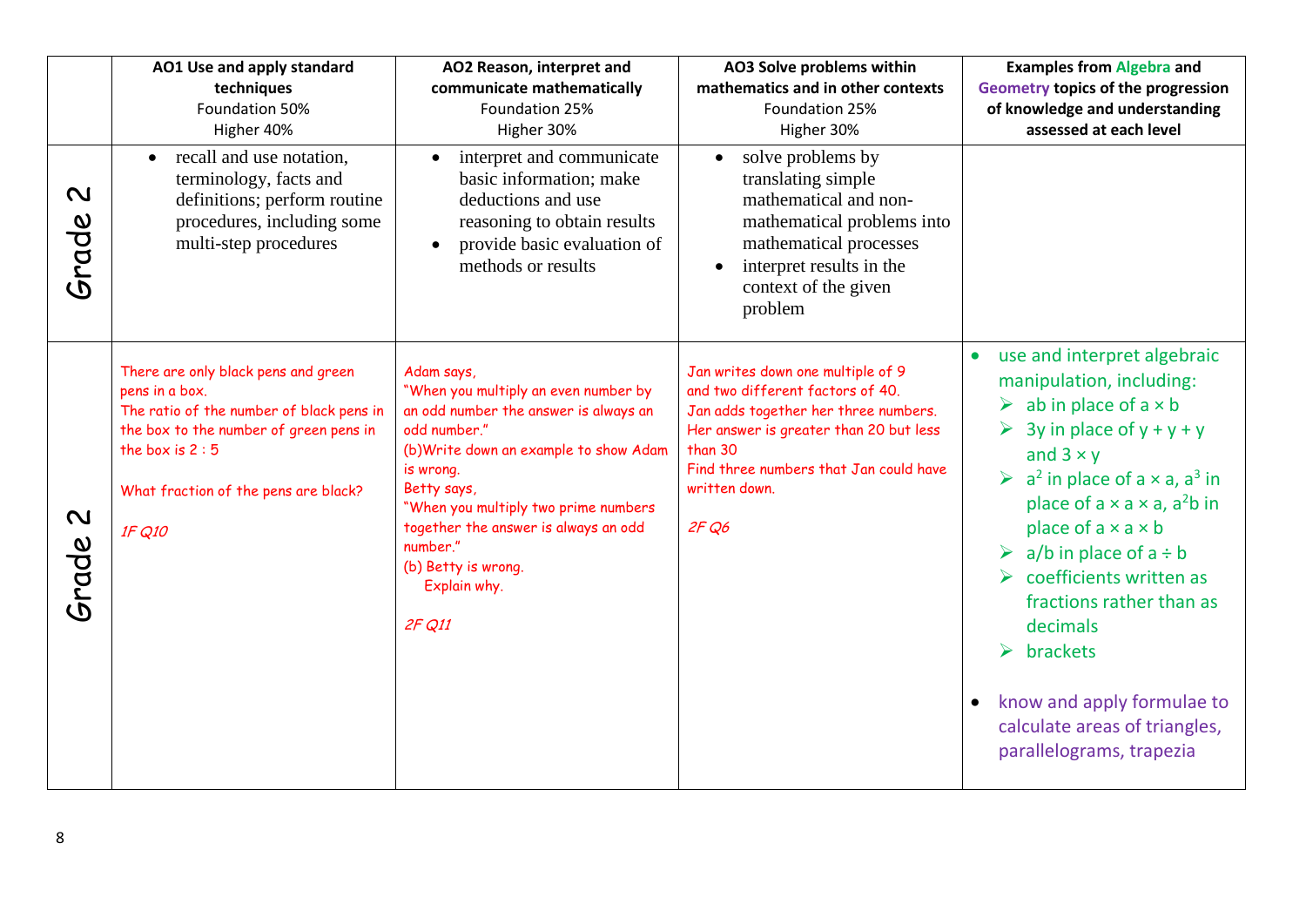| | **AO1 Use and apply standard techniques**<br>Foundation 50%<br>Higher 40% | **AO2 Reason, interpret and communicate mathematically**<br>Foundation 25%<br>Higher 30% | **AO3 Solve problems within mathematics and in other contexts**<br>Foundation 25%<br>Higher 30% | **Examples from Algebra and Geometry topics of the progression of knowledge and understanding assessed at each level** |
|---|---|---|---|---|
| Grade 2 | • recall and use notation, terminology, facts and definitions; perform routine procedures, including some multi-step procedures | • interpret and communicate basic information; make deductions and use reasoning to obtain results<br>• provide basic evaluation of methods or results | • solve problems by translating simple mathematical and non-mathematical problems into mathematical processes<br>• interpret results in the context of the given problem | |
| Grade 2 | There are only black pens and green pens in a box.<br>The ratio of the number of black pens in the box to the number of green pens in the box is 2 : 5<br><br>What fraction of the pens are black?<br><br>*1F Q10* | Adam says,<br>"When you multiply an even number by an odd number the answer is always an odd number."<br>(b)Write down an example to show Adam is wrong.<br>Betty says,<br>"When you multiply two prime numbers together the answer is always an odd number."<br>(b) Betty is wrong.<br>Explain why.<br><br>*2F Q11* | Jan writes down one multiple of 9 and two different factors of 40.<br>Jan adds together her three numbers.<br>Her answer is greater than 20 but less than 30<br>Find three numbers that Jan could have written down.<br><br>*2F Q6* | • use and interpret algebraic manipulation, including:<br>➢ ab in place of a × b<br>➢ 3y in place of y + y + y and 3 × y<br>➢ $a^2$ in place of a × a, $a^3$ in place of a × a × a, $a^2b$ in place of a × a × b<br>➢ a/b in place of a ÷ b<br>➢ coefficients written as fractions rather than as decimals<br>➢ brackets<br><br>• know and apply formulae to calculate areas of triangles, parallelograms, trapezia |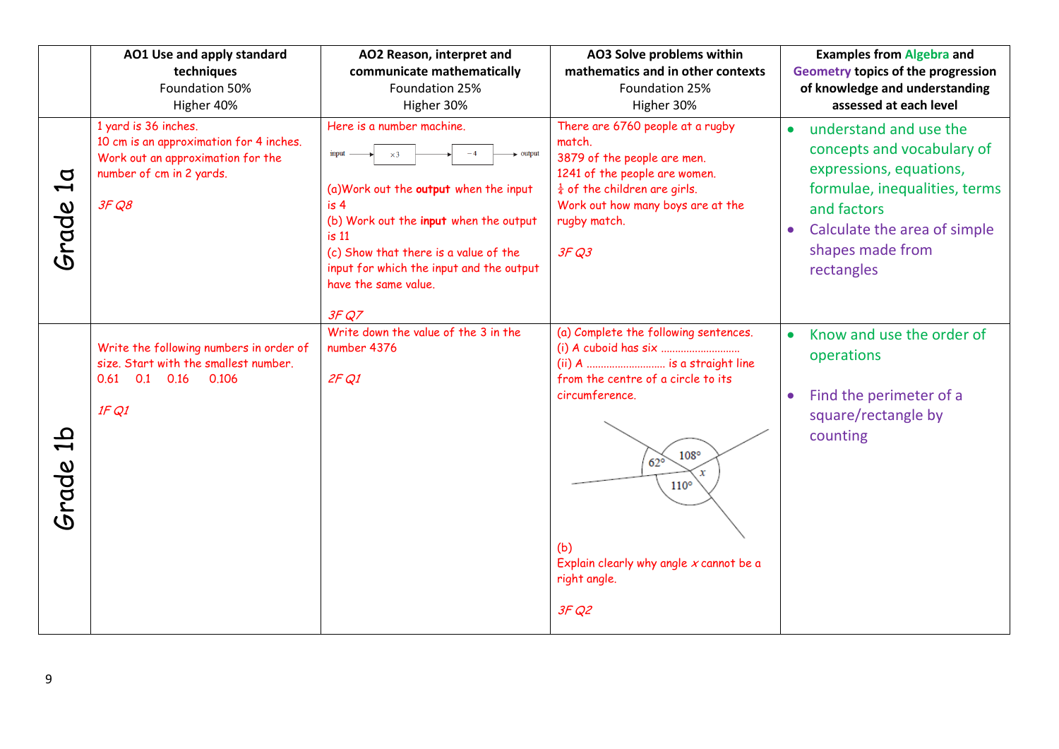| | AO1 Use and apply standard techniques Foundation 50% Higher 40% | AO2 Reason, interpret and communicate mathematically Foundation 25% Higher 30% | AO3 Solve problems within mathematics and in other contexts Foundation 25% Higher 30% | Examples from Algebra and Geometry topics of the progression of knowledge and understanding assessed at each level |
|---|---|---|---|---|
| Grade 1a | 1 yard is 36 inches. 10 cm is an approximation for 4 inches. Work out an approximation for the number of cm in 2 yards. *3F Q8* | Here is a number machine. input → $\times 3$ → $-4$ → output (a)Work out the **output** when the input is 4 (b) Work out the **input** when the output is 11 (c) Show that there is a value of the input for which the input and the output have the same value. *3F Q7* | There are 6760 people at a rugby match. 3879 of the people are men. 1241 of the people are women. $\frac{1}{4}$ of the children are girls. Work out how many boys are at the rugby match. *3F Q3* | • understand and use the concepts and vocabulary of expressions, equations, formulae, inequalities, terms and factors • Calculate the area of simple shapes made from rectangles |
| Grade 1b | Write the following numbers in order of size. Start with the smallest number. 0.61 0.1 0.16 0.106 *1F Q1* | Write down the value of the 3 in the number 4376 *2F Q1* | (a) Complete the following sentences. (i) A cuboid has six ……………………… (ii) A ……………………… is a straight line from the centre of a circle to its circumference. [Diagram: angles 62°, 108°, 110°, $x$] (b) Explain clearly why angle $x$ cannot be a right angle. *3F Q2* | • Know and use the order of operations • Find the perimeter of a square/rectangle by counting |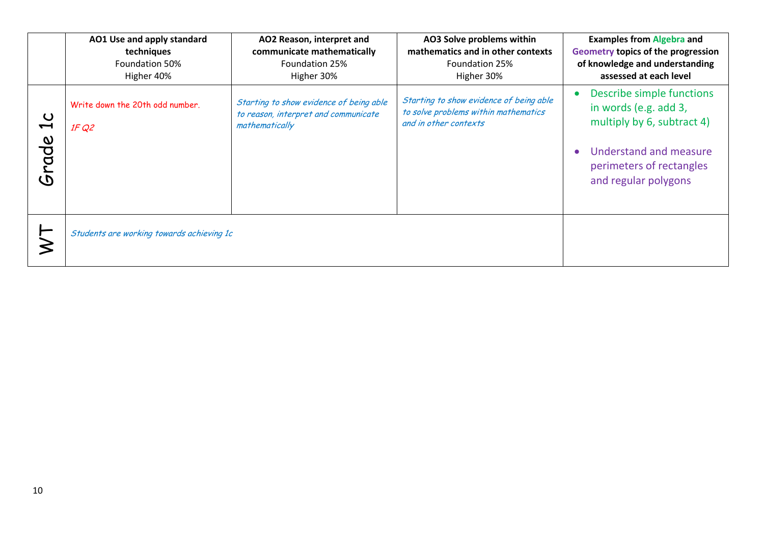| | **AO1 Use and apply standard techniques** Foundation 50% Higher 40% | **AO2 Reason, interpret and communicate mathematically** Foundation 25% Higher 30% | **AO3 Solve problems within mathematics and in other contexts** Foundation 25% Higher 30% | **Examples from Algebra and Geometry topics of the progression of knowledge and understanding assessed at each level** |
|---|---|---|---|---|
| Grade 1c | Write down the 20th odd number. *1F Q2* | *Starting to show evidence of being able to reason, interpret and communicate mathematically* | *Starting to show evidence of being able to solve problems within mathematics and in other contexts* | • Describe simple functions in words (e.g. add 3, multiply by 6, subtract 4) • Understand and measure perimeters of rectangles and regular polygons |
| WT | *Students are working towards achieving 1c* | | | |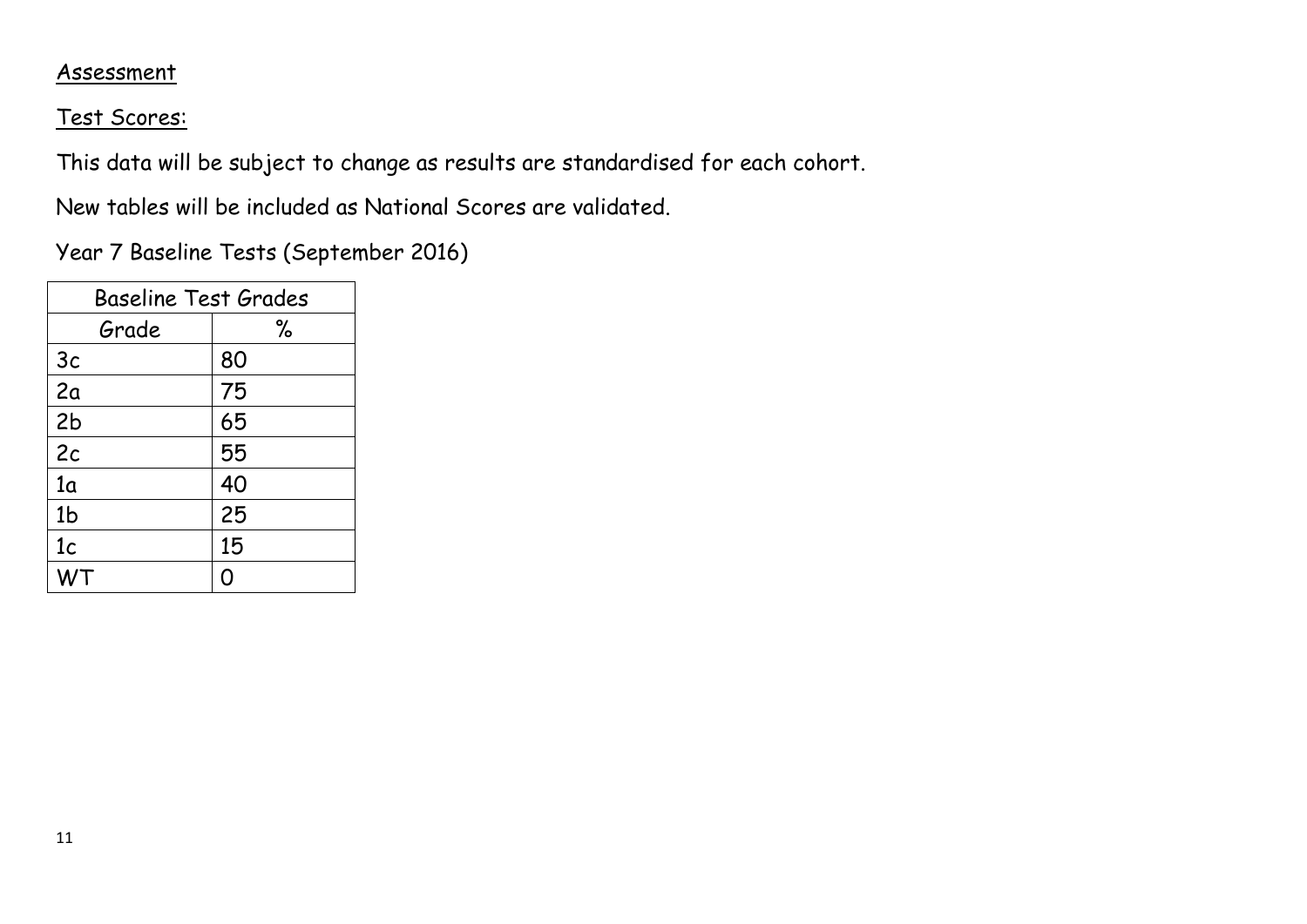Assessment

Test Scores:

This data will be subject to change as results are standardised for each cohort.

New tables will be included as National Scores are validated.

Year 7 Baseline Tests (September 2016)

| Baseline Test Grades | |
|---|---|
| Grade | % |
| 3c | 80 |
| 2a | 75 |
| 2b | 65 |
| 2c | 55 |
| 1a | 40 |
| 1b | 25 |
| 1c | 15 |
| WT | 0 |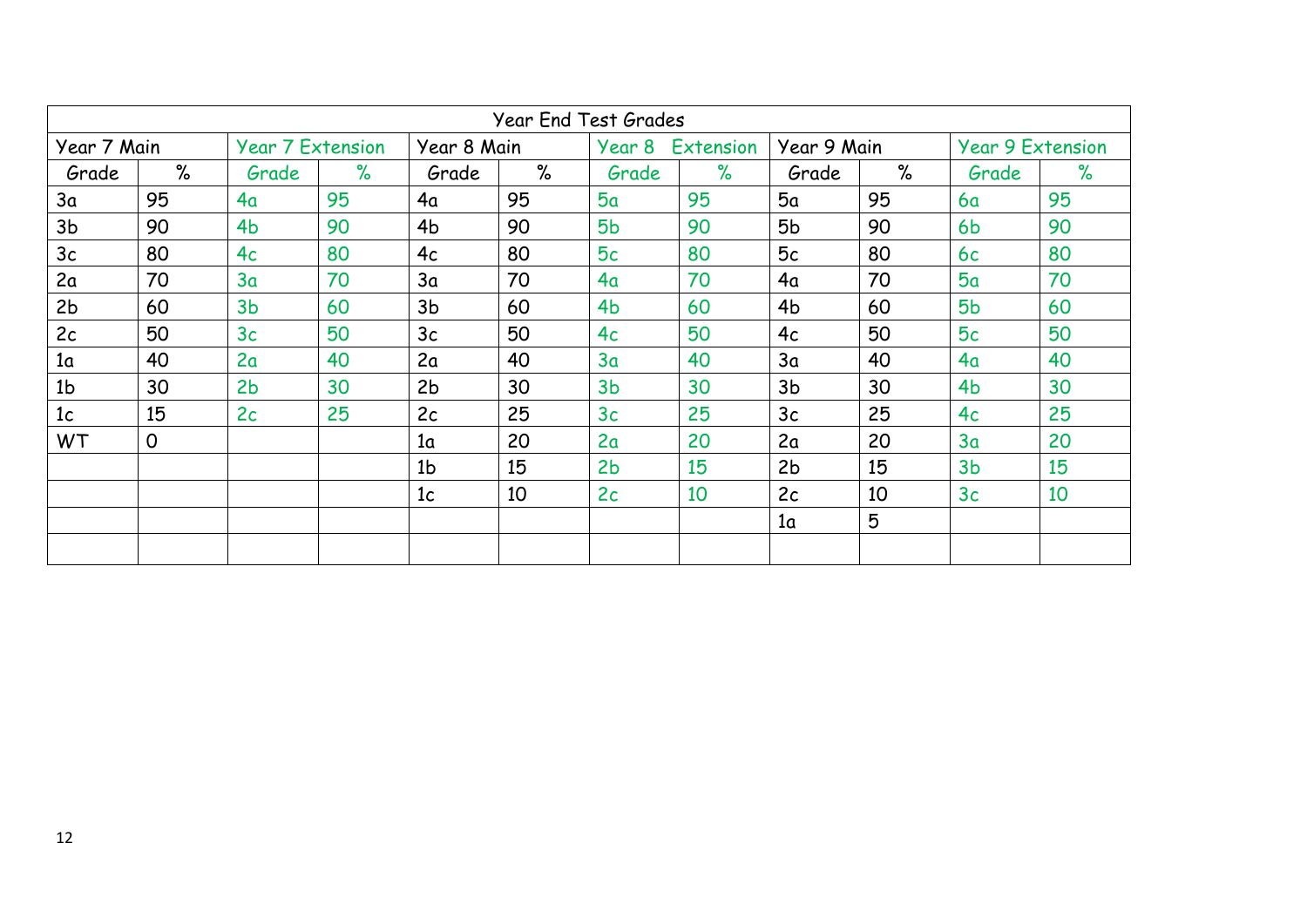| Year End Test Grades | | | | | | | | | | | |
|---|---|---|---|---|---|---|---|---|---|---|---|
| Year 7 Main | | Year 7 Extension | | Year 8 Main | | Year 8 Extension | | Year 9 Main | | Year 9 Extension | |
| Grade | % | Grade | % | Grade | % | Grade | % | Grade | % | Grade | % |
| 3a | 95 | 4a | 95 | 4a | 95 | 5a | 95 | 5a | 95 | 6a | 95 |
| 3b | 90 | 4b | 90 | 4b | 90 | 5b | 90 | 5b | 90 | 6b | 90 |
| 3c | 80 | 4c | 80 | 4c | 80 | 5c | 80 | 5c | 80 | 6c | 80 |
| 2a | 70 | 3a | 70 | 3a | 70 | 4a | 70 | 4a | 70 | 5a | 70 |
| 2b | 60 | 3b | 60 | 3b | 60 | 4b | 60 | 4b | 60 | 5b | 60 |
| 2c | 50 | 3c | 50 | 3c | 50 | 4c | 50 | 4c | 50 | 5c | 50 |
| 1a | 40 | 2a | 40 | 2a | 40 | 3a | 40 | 3a | 40 | 4a | 40 |
| 1b | 30 | 2b | 30 | 2b | 30 | 3b | 30 | 3b | 30 | 4b | 30 |
| 1c | 15 | 2c | 25 | 2c | 25 | 3c | 25 | 3c | 25 | 4c | 25 |
| WT | 0 | | | 1a | 20 | 2a | 20 | 2a | 20 | 3a | 20 |
| | | | | 1b | 15 | 2b | 15 | 2b | 15 | 3b | 15 |
| | | | | 1c | 10 | 2c | 10 | 2c | 10 | 3c | 10 |
| | | | | | | | | 1a | 5 | | |
| | | | | | | | | | | | |